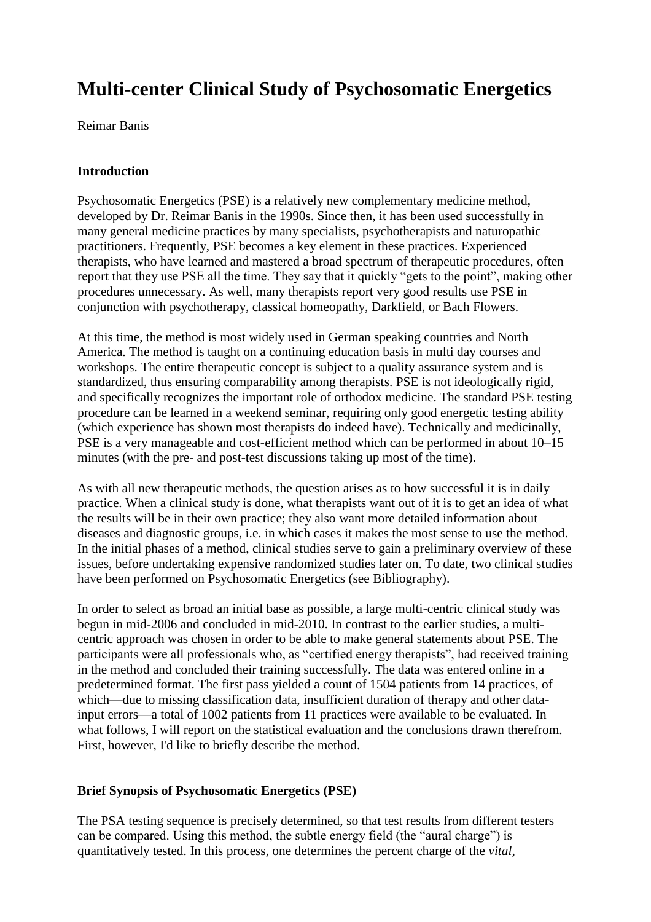# Multi-center Clinical Study of Psychosomatic Energetics

Reimar Banis

## Introduction

Psychosomatic Energetics (PSE) is a relatively new complementary medicine method, developed by Dr. Reimar Banis in the 1990s. Since then, it has been used successfully in many general medicine practices by many specialists, psychotherapists and naturopathic practitioners. Frequently, PSE becomes a key element in these practices. Experienced therapists, who have learned and mastered a broad spectrum of therapeutic procedures, often report that they use PSE all the time. They say that it quickly "gets to the point", making other procedures unnecessary. As well, many therapists report very good results use PSE in conjunction with psychotherapy, classical homeopathy, Darkfield, or Bach Flowers.

At this time, the method is most widely used in German speaking countries and North America. The method is taught on a continuing education basis in multi day courses and workshops. The entire therapeutic concept is subject to a quality assurance system and is standardized, thus ensuring comparability among therapists. PSE is not ideologically rigid, and specifically recognizes the important role of orthodox medicine. The standard PSE testing procedure can be learned in a weekend seminar, requiring only good energetic testing ability (which experience has shown most therapists do indeed have). Technically and medicinally, PSE is a very manageable and cost-efficient method which can be performed in about 10–15 minutes (with the pre- and post-test discussions taking up most of the time).

As with all new therapeutic methods, the question arises as to how successful it is in daily practice. When a clinical study is done, what therapists want out of it is to get an idea of what the results will be in their own practice; they also want more detailed information about diseases and diagnostic groups, i.e. in which cases it makes the most sense to use the method. In the initial phases of a method, clinical studies serve to gain a preliminary overview of these issues, before undertaking expensive randomized studies later on. To date, two clinical studies have been performed on Psychosomatic Energetics (see Bibliography).

In order to select as broad an initial base as possible, a large multi-centric clinical study was begun in mid-2006 and concluded in mid-2010. In contrast to the earlier studies, a multi-centric approach was chosen in order to be able to make general statements about PSE. The participants were all professionals who, as "certified energy therapists", had received training in the method and concluded their training successfully. The data was entered online in a predetermined format. The first pass yielded a count of 1504 patients from 14 practices, of which—due to missing classification data, insufficient duration of therapy and other data-input errors—a total of 1002 patients from 11 practices were available to be evaluated. In what follows, I will report on the statistical evaluation and the conclusions drawn therefrom. First, however, I'd like to briefly describe the method.

## Brief Synopsis of Psychosomatic Energetics (PSE)

The PSA testing sequence is precisely determined, so that test results from different testers can be compared. Using this method, the subtle energy field (the "aural charge") is quantitatively tested. In this process, one determines the percent charge of the *vital,*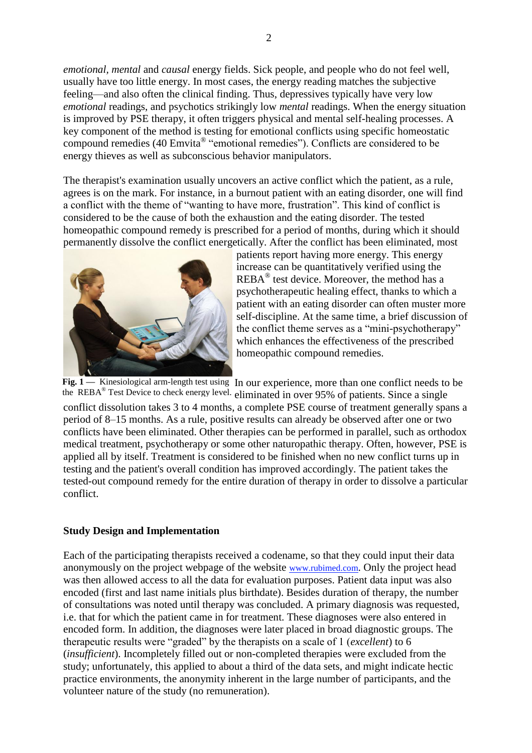*emotional, mental* and *causal* energy fields. Sick people, and people who do not feel well, usually have too little energy. In most cases, the energy reading matches the subjective feeling—and also often the clinical finding. Thus, depressives typically have very low *emotional* readings, and psychotics strikingly low *mental* readings. When the energy situation is improved by PSE therapy, it often triggers physical and mental self-healing processes. A key component of the method is testing for emotional conflicts using specific homeostatic compound remedies (40 Emvita® "emotional remedies"). Conflicts are considered to be energy thieves as well as subconscious behavior manipulators.

The therapist's examination usually uncovers an active conflict which the patient, as a rule, agrees is on the mark. For instance, in a burnout patient with an eating disorder, one will find a conflict with the theme of "wanting to have more, frustration". This kind of conflict is considered to be the cause of both the exhaustion and the eating disorder. The tested homeopathic compound remedy is prescribed for a period of months, during which it should permanently dissolve the conflict energetically. After the conflict has been eliminated, most patients report having more energy. This energy increase can be quantitatively verified using the REBA® test device. Moreover, the method has a psychotherapeutic healing effect, thanks to which a patient with an eating disorder can often muster more self-discipline. At the same time, a brief discussion of the conflict theme serves as a "mini-psychotherapy" which enhances the effectiveness of the prescribed homeopathic compound remedies.

**Fig. 1 —** Kinesiological arm-length test using the REBA® Test Device to check energy level.

In our experience, more than one conflict needs to be eliminated in over 95% of patients. Since a single conflict dissolution takes 3 to 4 months, a complete PSE course of treatment generally spans a period of 8–15 months. As a rule, positive results can already be observed after one or two conflicts have been eliminated. Other therapies can be performed in parallel, such as orthodox medical treatment, psychotherapy or some other naturopathic therapy. Often, however, PSE is applied all by itself. Treatment is considered to be finished when no new conflict turns up in testing and the patient's overall condition has improved accordingly. The patient takes the tested-out compound remedy for the entire duration of therapy in order to dissolve a particular conflict.

## Study Design and Implementation

Each of the participating therapists received a codename, so that they could input their data anonymously on the project webpage of the website www.rubimed.com. Only the project head was then allowed access to all the data for evaluation purposes. Patient data input was also encoded (first and last name initials plus birthdate). Besides duration of therapy, the number of consultations was noted until therapy was concluded. A primary diagnosis was requested, i.e. that for which the patient came in for treatment. These diagnoses were also entered in encoded form. In addition, the diagnoses were later placed in broad diagnostic groups. The therapeutic results were "graded" by the therapists on a scale of 1 (*excellent*) to 6 (*insufficient*). Incompletely filled out or non-completed therapies were excluded from the study; unfortunately, this applied to about a third of the data sets, and might indicate hectic practice environments, the anonymity inherent in the large number of participants, and the volunteer nature of the study (no remuneration).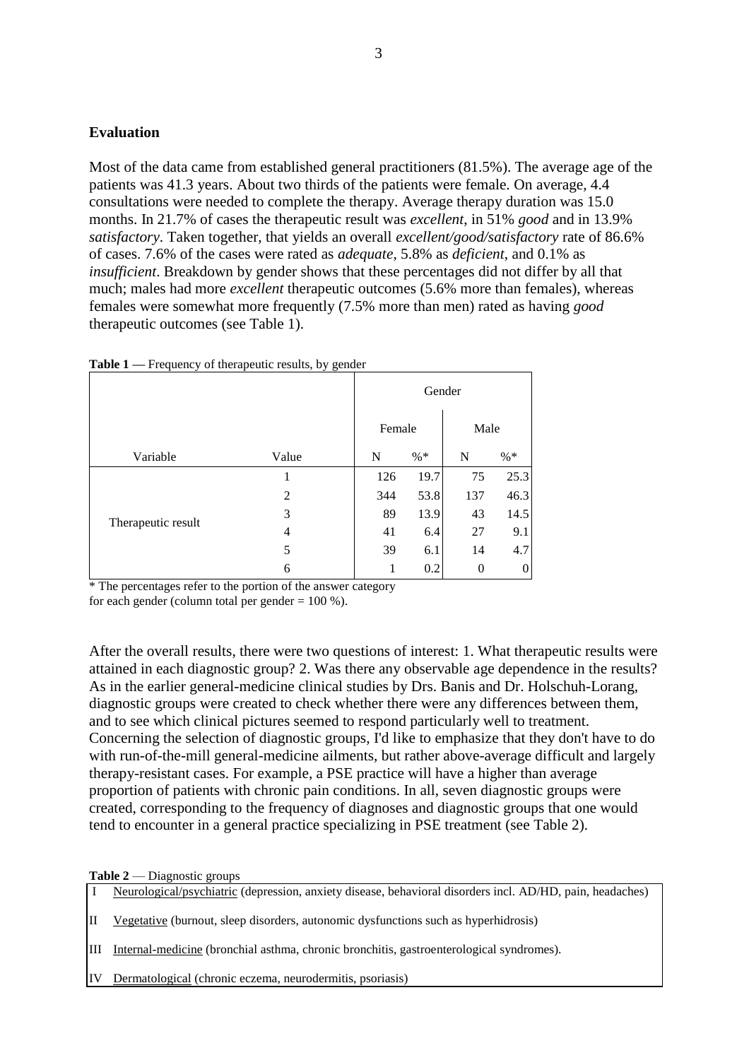## Evaluation

Most of the data came from established general practitioners (81.5%). The average age of the patients was 41.3 years. About two thirds of the patients were female. On average, 4.4 consultations were needed to complete the therapy. Average therapy duration was 15.0 months. In 21.7% of cases the therapeutic result was *excellent*, in 51% *good* and in 13.9% *satisfactory*. Taken together, that yields an overall *excellent/good/satisfactory* rate of 86.6% of cases. 7.6% of the cases were rated as *adequate*, 5.8% as *deficient*, and 0.1% as *insufficient*. Breakdown by gender shows that these percentages did not differ by all that much; males had more *excellent* therapeutic outcomes (5.6% more than females), whereas females were somewhat more frequently (7.5% more than men) rated as having *good* therapeutic outcomes (see Table 1).

**Table 1 —** Frequency of therapeutic results, by gender

| | | Gender | | | |
|---|---|---|---|---|---|
| | | Female | | Male | |
| Variable | Value | N | %* | N | %* |
| Therapeutic result | 1 | 126 | 19.7 | 75 | 25.3 |
| | 2 | 344 | 53.8 | 137 | 46.3 |
| | 3 | 89 | 13.9 | 43 | 14.5 |
| | 4 | 41 | 6.4 | 27 | 9.1 |
| | 5 | 39 | 6.1 | 14 | 4.7 |
| | 6 | 1 | 0.2 | 0 | 0 |

* The percentages refer to the portion of the answer category for each gender (column total per gender = 100 %).

After the overall results, there were two questions of interest: 1. What therapeutic results were attained in each diagnostic group? 2. Was there any observable age dependence in the results? As in the earlier general-medicine clinical studies by Drs. Banis and Dr. Holschuh-Lorang, diagnostic groups were created to check whether there were any differences between them, and to see which clinical pictures seemed to respond particularly well to treatment. Concerning the selection of diagnostic groups, I'd like to emphasize that they don't have to do with run-of-the-mill general-medicine ailments, but rather above-average difficult and largely therapy-resistant cases. For example, a PSE practice will have a higher than average proportion of patients with chronic pain conditions. In all, seven diagnostic groups were created, corresponding to the frequency of diagnoses and diagnostic groups that one would tend to encounter in a general practice specializing in PSE treatment (see Table 2).

**Table 2** — Diagnostic groups

| | |
|---|---|
| I | Neurological/psychiatric (depression, anxiety disease, behavioral disorders incl. AD/HD, pain, headaches) |
| II | Vegetative (burnout, sleep disorders, autonomic dysfunctions such as hyperhidrosis) |
| III | Internal-medicine (bronchial asthma, chronic bronchitis, gastroenterological syndromes). |
| IV | Dermatological (chronic eczema, neurodermitis, psoriasis) |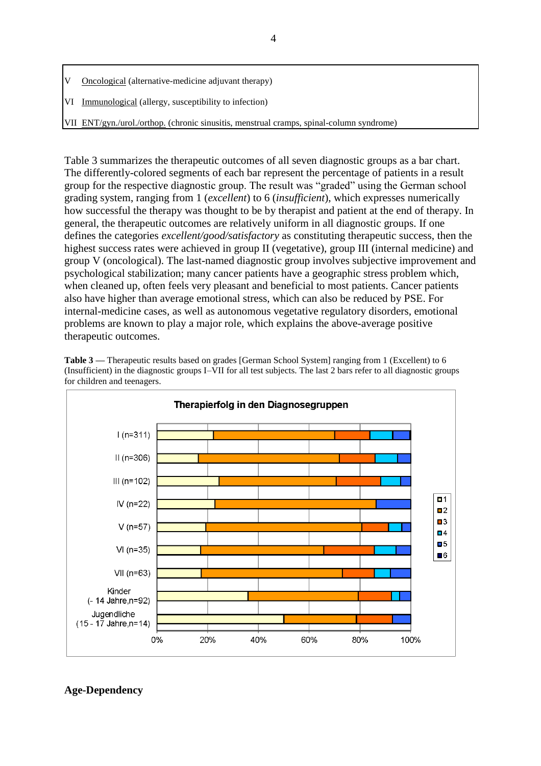| | |
|---|---|
| V | Oncological (alternative-medicine adjuvant therapy) |
| VI | Immunological (allergy, susceptibility to infection) |
| VII | ENT/gyn./urol./orthop. (chronic sinusitis, menstrual cramps, spinal-column syndrome) |

Table 3 summarizes the therapeutic outcomes of all seven diagnostic groups as a bar chart. The differently-colored segments of each bar represent the percentage of patients in a result group for the respective diagnostic group. The result was "graded" using the German school grading system, ranging from 1 (*excellent*) to 6 (*insufficient*), which expresses numerically how successful the therapy was thought to be by therapist and patient at the end of therapy. In general, the therapeutic outcomes are relatively uniform in all diagnostic groups. If one defines the categories *excellent/good/satisfactory* as constituting therapeutic success, then the highest success rates were achieved in group II (vegetative), group III (internal medicine) and group V (oncological). The last-named diagnostic group involves subjective improvement and psychological stabilization; many cancer patients have a geographic stress problem which, when cleaned up, often feels very pleasant and beneficial to most patients. Cancer patients also have higher than average emotional stress, which can also be reduced by PSE. For internal-medicine cases, as well as autonomous vegetative regulatory disorders, emotional problems are known to play a major role, which explains the above-average positive therapeutic outcomes.

**Table 3** — Therapeutic results based on grades [German School System] ranging from 1 (Excellent) to 6 (Insufficient) in the diagnostic groups I–VII for all test subjects. The last 2 bars refer to all diagnostic groups for children and teenagers.

**Therapierfolg in den Diagnosegruppen**

Bars: I (n=311), II (n=306), III (n=102), IV (n=22), V (n=57), VI (n=35), VII (n=63), Kinder (- 14 Jahre, n=92), Jugendliche (15 - 17 Jahre, n=14)

Axis: 0%, 20%, 40%, 60%, 80%, 100%

Legend: 1, 2, 3, 4, 5, 6

## Age-Dependency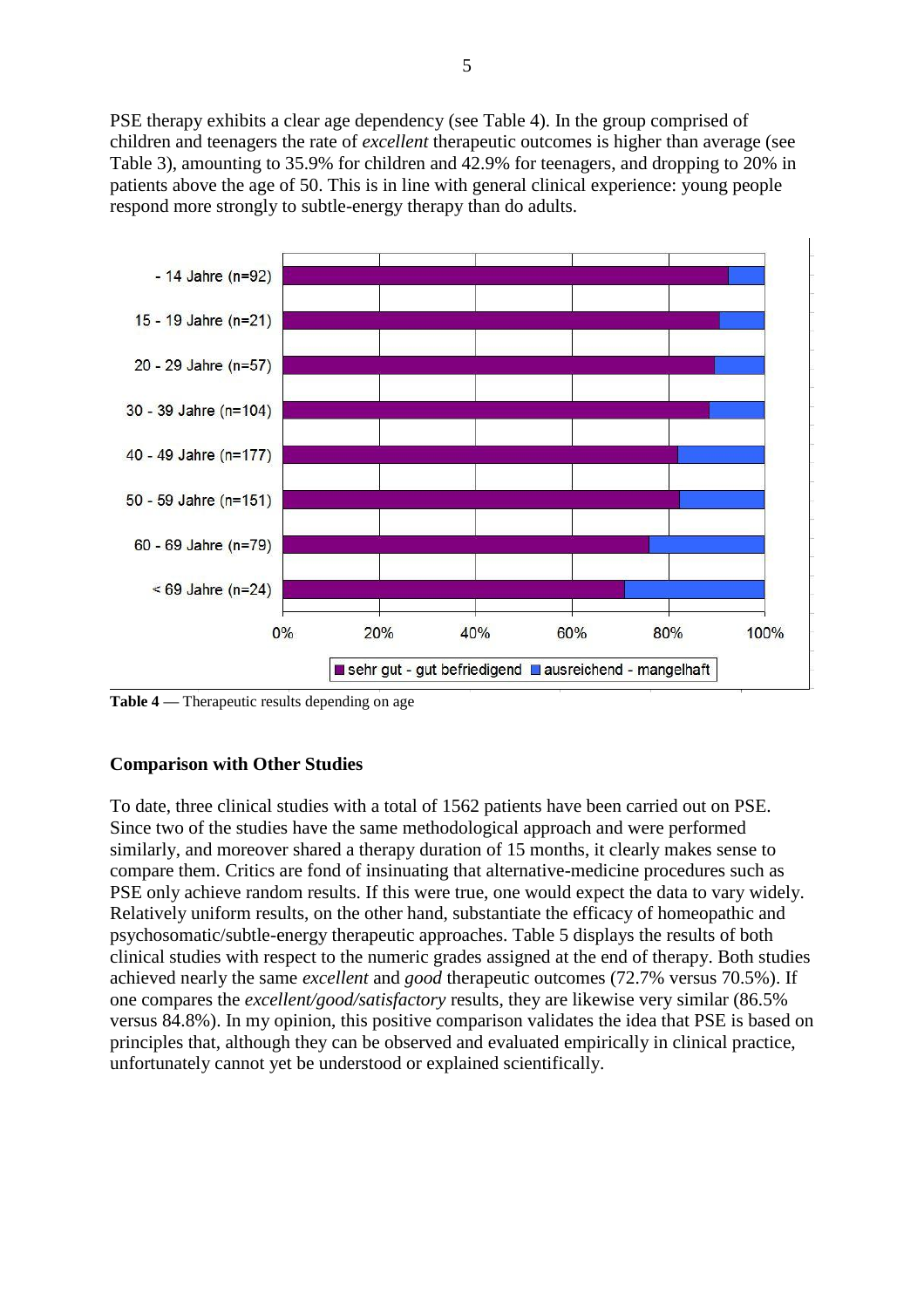PSE therapy exhibits a clear age dependency (see Table 4). In the group comprised of children and teenagers the rate of *excellent* therapeutic outcomes is higher than average (see Table 3), amounting to 35.9% for children and 42.9% for teenagers, and dropping to 20% in patients above the age of 50. This is in line with general clinical experience: young people respond more strongly to subtle-energy therapy than do adults.

- 14 Jahre (n=92)
15 - 19 Jahre (n=21)
20 - 29 Jahre (n=57)
30 - 39 Jahre (n=104)
40 - 49 Jahre (n=177)
50 - 59 Jahre (n=151)
60 - 69 Jahre (n=79)
< 69 Jahre (n=24)

0% 20% 40% 60% 80% 100%

sehr gut - gut befriedigend / ausreichend - mangelhaft

**Table 4 —** Therapeutic results depending on age

### Comparison with Other Studies

To date, three clinical studies with a total of 1562 patients have been carried out on PSE. Since two of the studies have the same methodological approach and were performed similarly, and moreover shared a therapy duration of 15 months, it clearly makes sense to compare them. Critics are fond of insinuating that alternative-medicine procedures such as PSE only achieve random results. If this were true, one would expect the data to vary widely. Relatively uniform results, on the other hand, substantiate the efficacy of homeopathic and psychosomatic/subtle-energy therapeutic approaches. Table 5 displays the results of both clinical studies with respect to the numeric grades assigned at the end of therapy. Both studies achieved nearly the same *excellent* and *good* therapeutic outcomes (72.7% versus 70.5%). If one compares the *excellent/good/satisfactory* results, they are likewise very similar (86.5% versus 84.8%). In my opinion, this positive comparison validates the idea that PSE is based on principles that, although they can be observed and evaluated empirically in clinical practice, unfortunately cannot yet be understood or explained scientifically.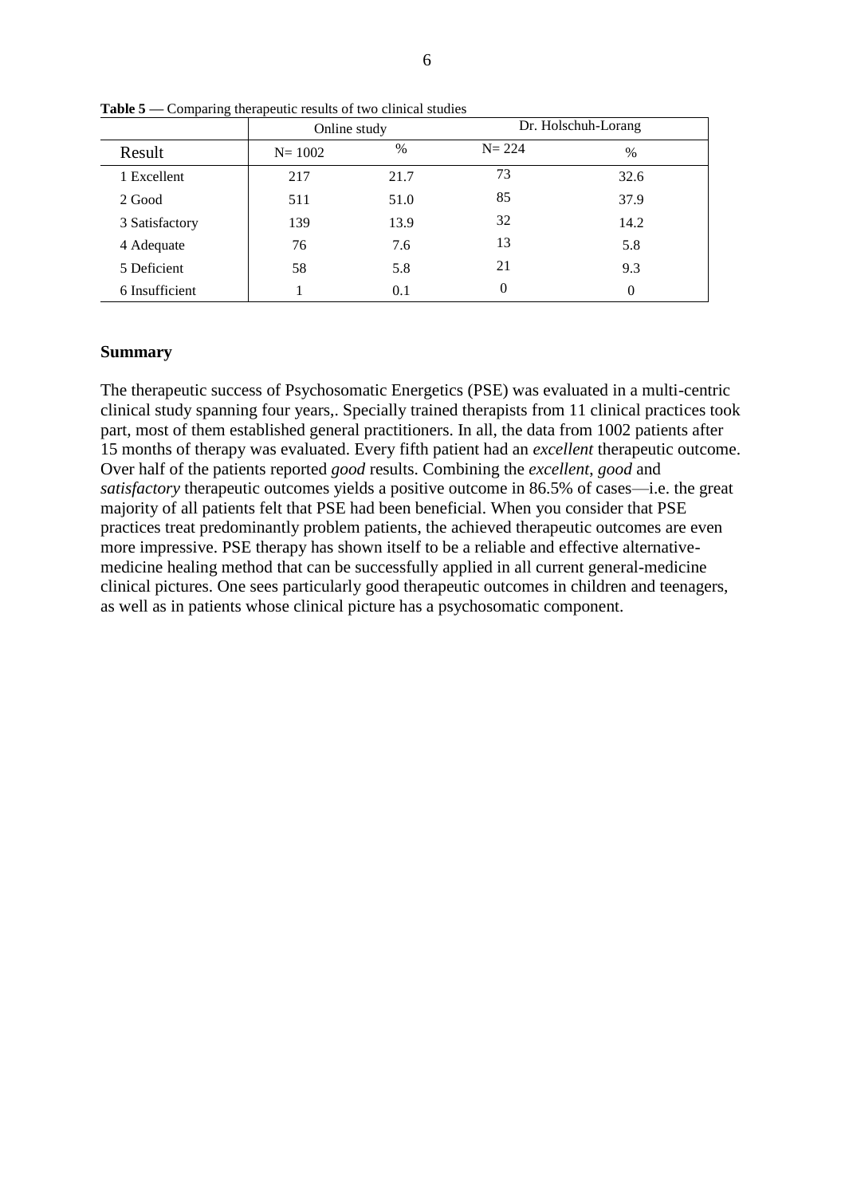**Table 5** — Comparing therapeutic results of two clinical studies

| | Online study | | Dr. Holschuh-Lorang | |
|---|---|---|---|---|
| Result | N= 1002 | % | N= 224 | % |
| 1 Excellent | 217 | 21.7 | 73 | 32.6 |
| 2 Good | 511 | 51.0 | 85 | 37.9 |
| 3 Satisfactory | 139 | 13.9 | 32 | 14.2 |
| 4 Adequate | 76 | 7.6 | 13 | 5.8 |
| 5 Deficient | 58 | 5.8 | 21 | 9.3 |
| 6 Insufficient | 1 | 0.1 | 0 | 0 |

## Summary

The therapeutic success of Psychosomatic Energetics (PSE) was evaluated in a multi-centric clinical study spanning four years,. Specially trained therapists from 11 clinical practices took part, most of them established general practitioners. In all, the data from 1002 patients after 15 months of therapy was evaluated. Every fifth patient had an *excellent* therapeutic outcome. Over half of the patients reported *good* results. Combining the *excellent*, *good* and *satisfactory* therapeutic outcomes yields a positive outcome in 86.5% of cases—i.e. the great majority of all patients felt that PSE had been beneficial. When you consider that PSE practices treat predominantly problem patients, the achieved therapeutic outcomes are even more impressive. PSE therapy has shown itself to be a reliable and effective alternative-medicine healing method that can be successfully applied in all current general-medicine clinical pictures. One sees particularly good therapeutic outcomes in children and teenagers, as well as in patients whose clinical picture has a psychosomatic component.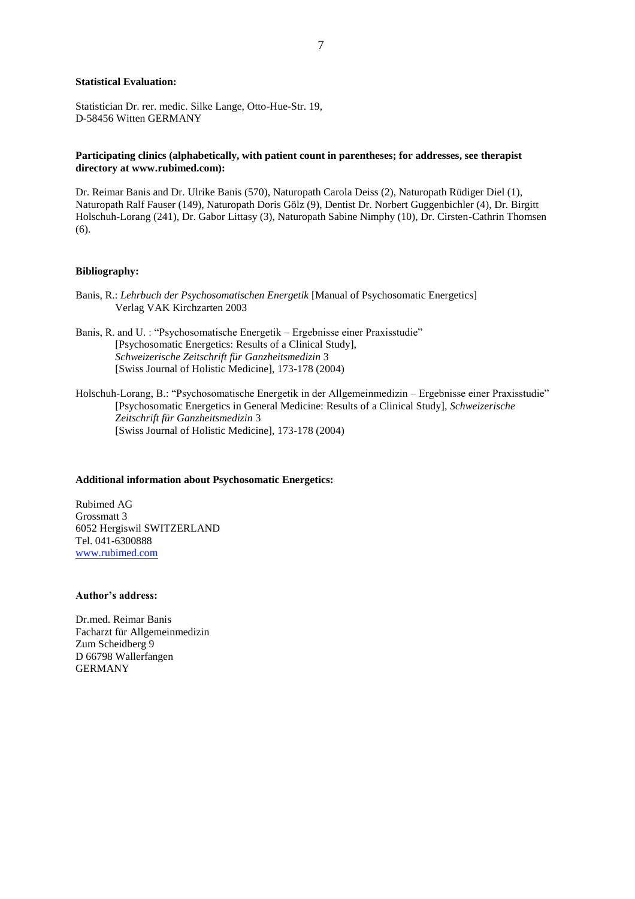**Statistical Evaluation:**

Statistician Dr. rer. medic. Silke Lange, Otto-Hue-Str. 19,
D-58456 Witten GERMANY

**Participating clinics (alphabetically, with patient count in parentheses; for addresses, see therapist directory at www.rubimed.com):**

Dr. Reimar Banis and Dr. Ulrike Banis (570), Naturopath Carola Deiss (2), Naturopath Rüdiger Diel (1), Naturopath Ralf Fauser (149), Naturopath Doris Gölz (9), Dentist Dr. Norbert Guggenbichler (4), Dr. Birgitt Holschuh-Lorang (241), Dr. Gabor Littasy (3), Naturopath Sabine Nimphy (10), Dr. Cirsten-Cathrin Thomsen (6).

**Bibliography:**

Banis, R.: *Lehrbuch der Psychosomatischen Energetik* [Manual of Psychosomatic Energetics] Verlag VAK Kirchzarten 2003

Banis, R. and U. : "Psychosomatische Energetik – Ergebnisse einer Praxisstudie" [Psychosomatic Energetics: Results of a Clinical Study], *Schweizerische Zeitschrift für Ganzheitsmedizin* 3 [Swiss Journal of Holistic Medicine], 173-178 (2004)

Holschuh-Lorang, B.: "Psychosomatische Energetik in der Allgemeinmedizin – Ergebnisse einer Praxisstudie" [Psychosomatic Energetics in General Medicine: Results of a Clinical Study], *Schweizerische Zeitschrift für Ganzheitsmedizin* 3 [Swiss Journal of Holistic Medicine], 173-178 (2004)

**Additional information about Psychosomatic Energetics:**

Rubimed AG
Grossmatt 3
6052 Hergiswil SWITZERLAND
Tel. 041-6300888
www.rubimed.com

**Author's address:**

Dr.med. Reimar Banis
Facharzt für Allgemeinmedizin
Zum Scheidberg 9
D 66798 Wallerfangen
GERMANY